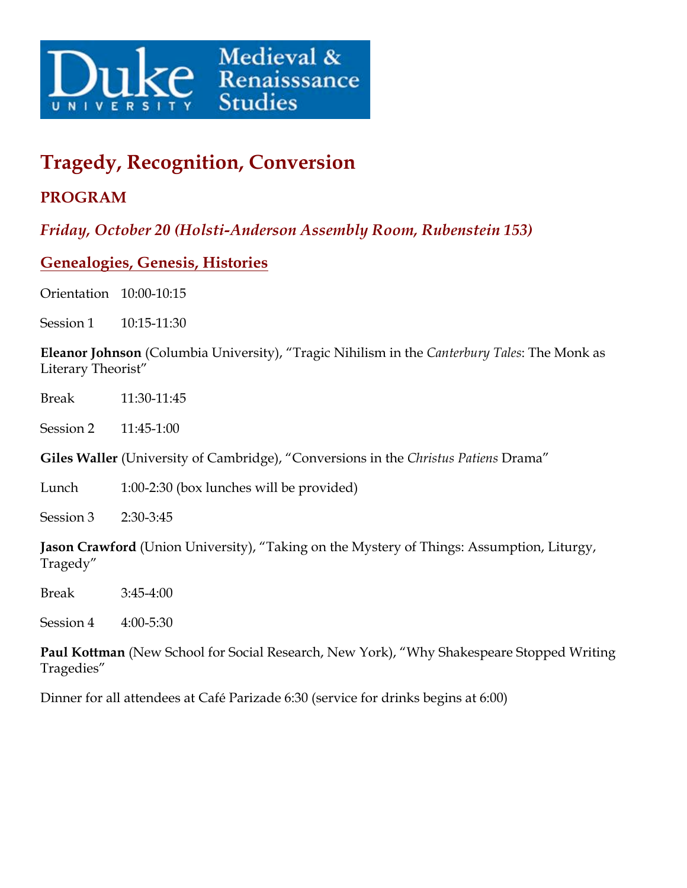Duke University Medieval & Renaisssance Studies

# Tragedy, Recognition, Conversion

## PROGRAM

### *Friday, October 20 (Holsti-Anderson Assembly Room, Rubenstein 153)*

### Genealogies, Genesis, Histories

Orientation 10:00-10:15

Session 1 10:15-11:30

**Eleanor Johnson** (Columbia University), "Tragic Nihilism in the *Canterbury Tales*: The Monk as Literary Theorist"

Break 11:30-11:45

Session 2 11:45-1:00

**Giles Waller** (University of Cambridge), "Conversions in the *Christus Patiens* Drama"

Lunch 1:00-2:30 (box lunches will be provided)

Session 3 2:30-3:45

**Jason Crawford** (Union University), "Taking on the Mystery of Things: Assumption, Liturgy, Tragedy"

Break 3:45-4:00

Session 4 4:00-5:30

**Paul Kottman** (New School for Social Research, New York), "Why Shakespeare Stopped Writing Tragedies"

Dinner for all attendees at Café Parizade 6:30 (service for drinks begins at 6:00)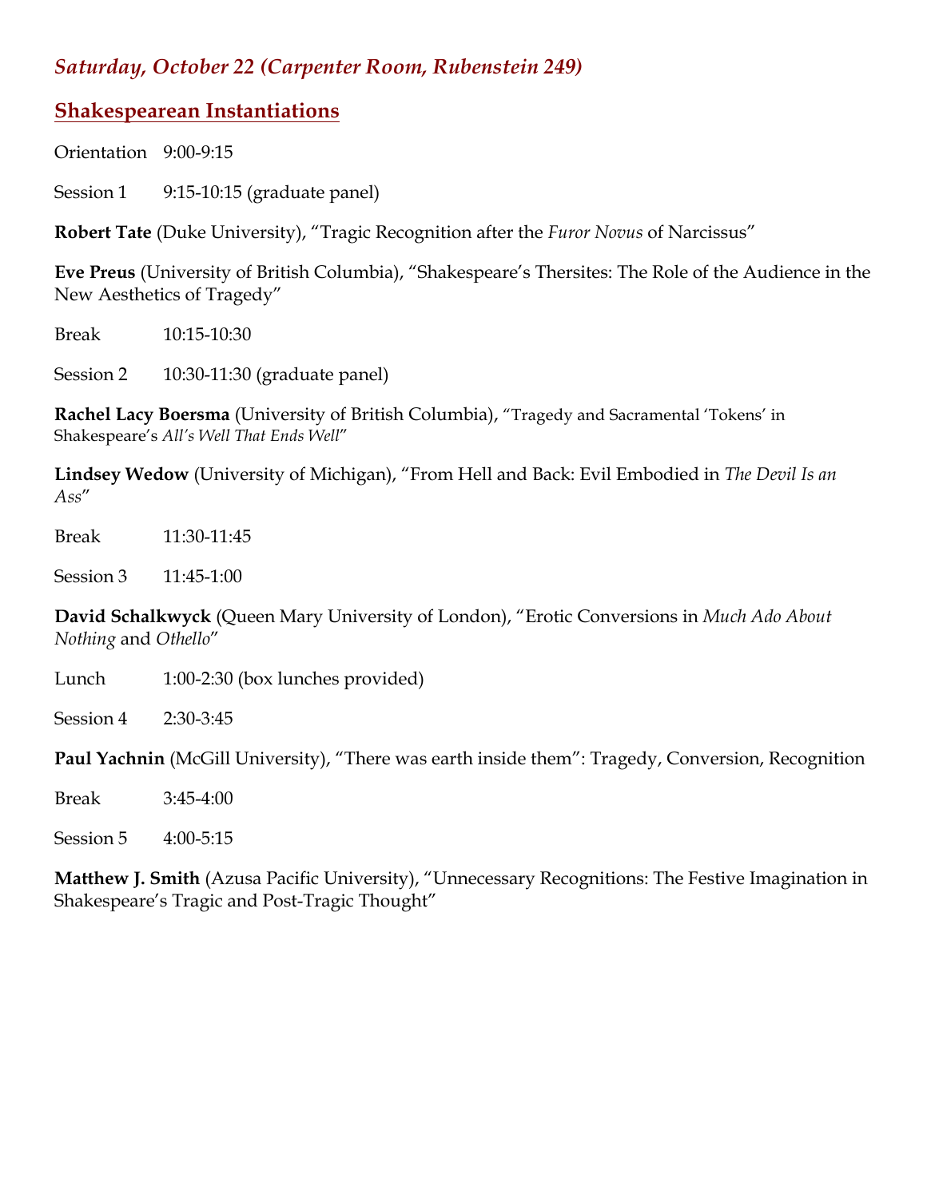### *Saturday, October 22 (Carpenter Room, Rubenstein 249)*

## Shakespearean Instantiations

Orientation 9:00-9:15

Session 1 9:15-10:15 (graduate panel)

**Robert Tate** (Duke University), "Tragic Recognition after the *Furor Novus* of Narcissus"

**Eve Preus** (University of British Columbia), "Shakespeare's Thersites: The Role of the Audience in the New Aesthetics of Tragedy"

Break 10:15-10:30

Session 2 10:30-11:30 (graduate panel)

**Rachel Lacy Boersma** (University of British Columbia), "Tragedy and Sacramental 'Tokens' in Shakespeare's *All's Well That Ends Well*"

**Lindsey Wedow** (University of Michigan), "From Hell and Back: Evil Embodied in *The Devil Is an Ass*"

Break 11:30-11:45

Session 3 11:45-1:00

**David Schalkwyck** (Queen Mary University of London), "Erotic Conversions in *Much Ado About Nothing* and *Othello*"

Lunch 1:00-2:30 (box lunches provided)

Session 4 2:30-3:45

**Paul Yachnin** (McGill University), "There was earth inside them": Tragedy, Conversion, Recognition

Break 3:45-4:00

Session 5 4:00-5:15

**Matthew J. Smith** (Azusa Pacific University), "Unnecessary Recognitions: The Festive Imagination in Shakespeare's Tragic and Post-Tragic Thought"